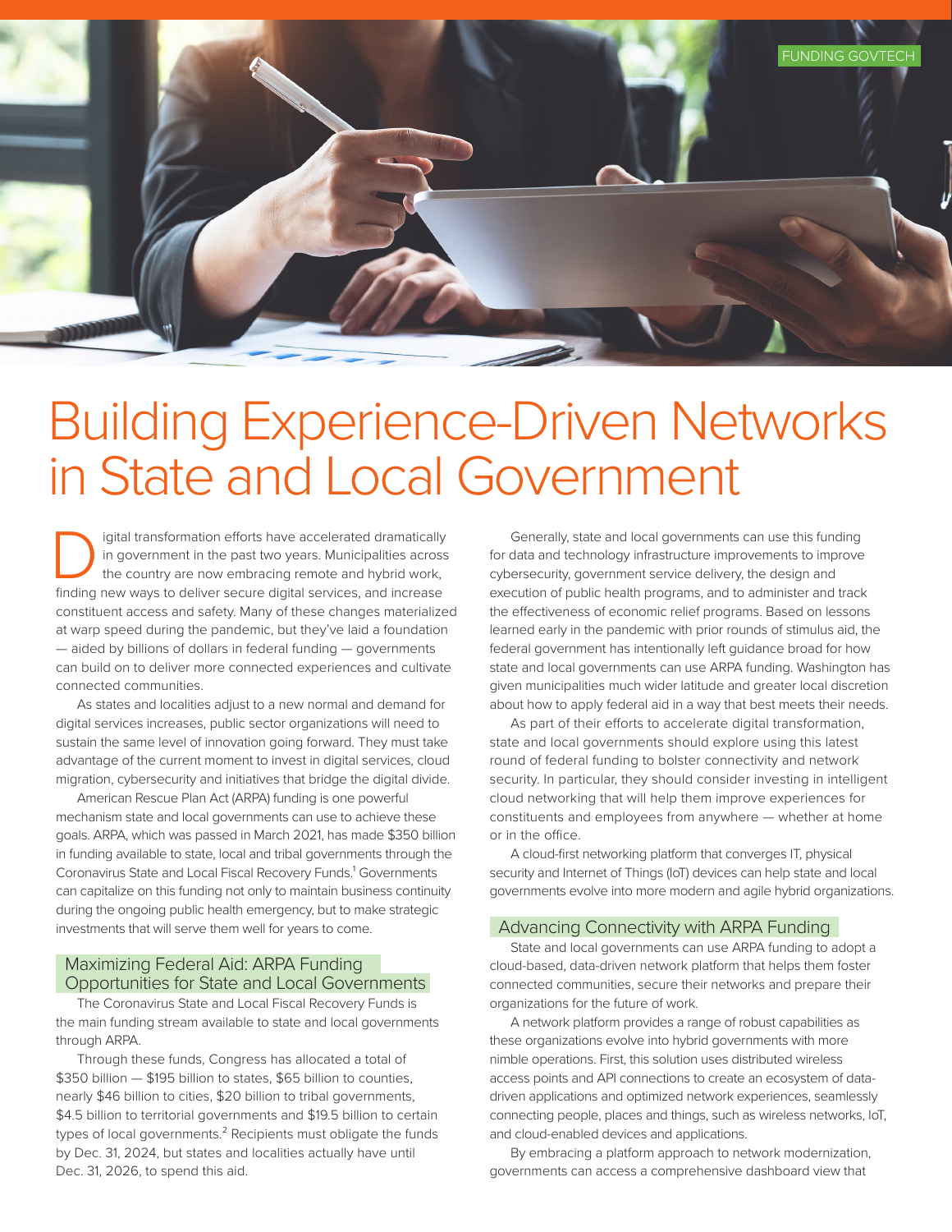FUNDING GOVTECH

# Building Experience-Driven Networks in State and Local Government

Digital transformation efforts have accelerated dramatically in government in the past two years. Municipalities across the country are now embracing remote and hybrid work, finding new ways to deliver secure digital services, and increase constituent access and safety. Many of these changes materialized at warp speed during the pandemic, but they've laid a foundation — aided by billions of dollars in federal funding — governments can build on to deliver more connected experiences and cultivate connected communities.

As states and localities adjust to a new normal and demand for digital services increases, public sector organizations will need to sustain the same level of innovation going forward. They must take advantage of the current moment to invest in digital services, cloud migration, cybersecurity and initiatives that bridge the digital divide.

American Rescue Plan Act (ARPA) funding is one powerful mechanism state and local governments can use to achieve these goals. ARPA, which was passed in March 2021, has made $350 billion in funding available to state, local and tribal governments through the Coronavirus State and Local Fiscal Recovery Funds.[1] Governments can capitalize on this funding not only to maintain business continuity during the ongoing public health emergency, but to make strategic investments that will serve them well for years to come.

## Maximizing Federal Aid: ARPA Funding Opportunities for State and Local Governments

The Coronavirus State and Local Fiscal Recovery Funds is the main funding stream available to state and local governments through ARPA.

Through these funds, Congress has allocated a total of $350 billion — $195 billion to states, $65 billion to counties, nearly $46 billion to cities, $20 billion to tribal governments, $4.5 billion to territorial governments and $19.5 billion to certain types of local governments.[2] Recipients must obligate the funds by Dec. 31, 2024, but states and localities actually have until Dec. 31, 2026, to spend this aid.

Generally, state and local governments can use this funding for data and technology infrastructure improvements to improve cybersecurity, government service delivery, the design and execution of public health programs, and to administer and track the effectiveness of economic relief programs. Based on lessons learned early in the pandemic with prior rounds of stimulus aid, the federal government has intentionally left guidance broad for how state and local governments can use ARPA funding. Washington has given municipalities much wider latitude and greater local discretion about how to apply federal aid in a way that best meets their needs.

As part of their efforts to accelerate digital transformation, state and local governments should explore using this latest round of federal funding to bolster connectivity and network security. In particular, they should consider investing in intelligent cloud networking that will help them improve experiences for constituents and employees from anywhere — whether at home or in the office.

A cloud-first networking platform that converges IT, physical security and Internet of Things (IoT) devices can help state and local governments evolve into more modern and agile hybrid organizations.

## Advancing Connectivity with ARPA Funding

State and local governments can use ARPA funding to adopt a cloud-based, data-driven network platform that helps them foster connected communities, secure their networks and prepare their organizations for the future of work.

A network platform provides a range of robust capabilities as these organizations evolve into hybrid governments with more nimble operations. First, this solution uses distributed wireless access points and API connections to create an ecosystem of data-driven applications and optimized network experiences, seamlessly connecting people, places and things, such as wireless networks, IoT, and cloud-enabled devices and applications.

By embracing a platform approach to network modernization, governments can access a comprehensive dashboard view that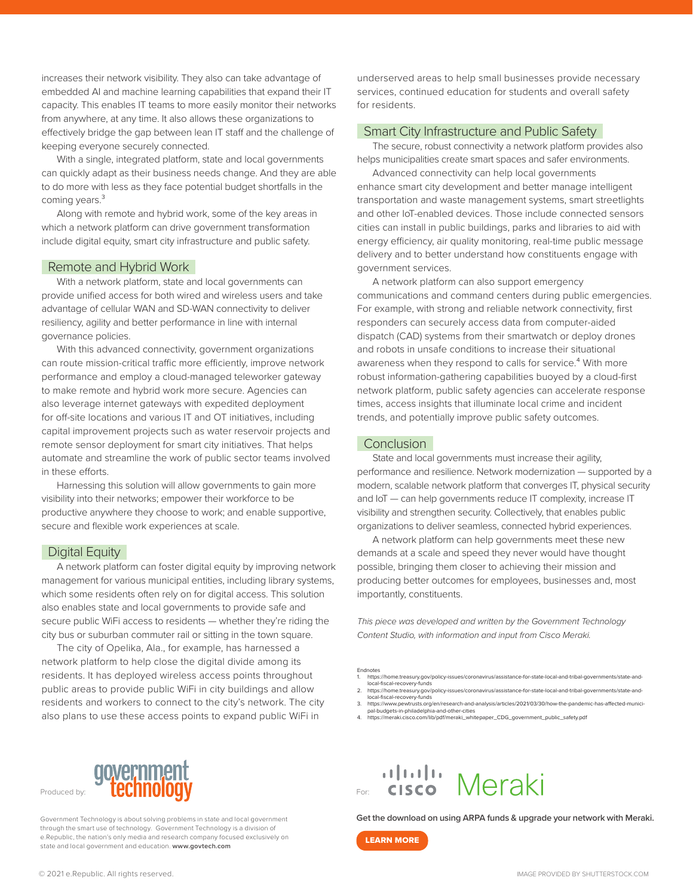increases their network visibility. They also can take advantage of embedded AI and machine learning capabilities that expand their IT capacity. This enables IT teams to more easily monitor their networks from anywhere, at any time. It also allows these organizations to effectively bridge the gap between lean IT staff and the challenge of keeping everyone securely connected.

With a single, integrated platform, state and local governments can quickly adapt as their business needs change. And they are able to do more with less as they face potential budget shortfalls in the coming years.[3]

Along with remote and hybrid work, some of the key areas in which a network platform can drive government transformation include digital equity, smart city infrastructure and public safety.

## Remote and Hybrid Work

With a network platform, state and local governments can provide unified access for both wired and wireless users and take advantage of cellular WAN and SD-WAN connectivity to deliver resiliency, agility and better performance in line with internal governance policies.

With this advanced connectivity, government organizations can route mission-critical traffic more efficiently, improve network performance and employ a cloud-managed teleworker gateway to make remote and hybrid work more secure. Agencies can also leverage internet gateways with expedited deployment for off-site locations and various IT and OT initiatives, including capital improvement projects such as water reservoir projects and remote sensor deployment for smart city initiatives. That helps automate and streamline the work of public sector teams involved in these efforts.

Harnessing this solution will allow governments to gain more visibility into their networks; empower their workforce to be productive anywhere they choose to work; and enable supportive, secure and flexible work experiences at scale.

## Digital Equity

A network platform can foster digital equity by improving network management for various municipal entities, including library systems, which some residents often rely on for digital access. This solution also enables state and local governments to provide safe and secure public WiFi access to residents — whether they're riding the city bus or suburban commuter rail or sitting in the town square.

The city of Opelika, Ala., for example, has harnessed a network platform to help close the digital divide among its residents. It has deployed wireless access points throughout public areas to provide public WiFi in city buildings and allow residents and workers to connect to the city's network. The city also plans to use these access points to expand public WiFi in underserved areas to help small businesses provide necessary services, continued education for students and overall safety for residents.

## Smart City Infrastructure and Public Safety

The secure, robust connectivity a network platform provides also helps municipalities create smart spaces and safer environments.

Advanced connectivity can help local governments enhance smart city development and better manage intelligent transportation and waste management systems, smart streetlights and other IoT-enabled devices. Those include connected sensors cities can install in public buildings, parks and libraries to aid with energy efficiency, air quality monitoring, real-time public message delivery and to better understand how constituents engage with government services.

A network platform can also support emergency communications and command centers during public emergencies. For example, with strong and reliable network connectivity, first responders can securely access data from computer-aided dispatch (CAD) systems from their smartwatch or deploy drones and robots in unsafe conditions to increase their situational awareness when they respond to calls for service.[4] With more robust information-gathering capabilities buoyed by a cloud-first network platform, public safety agencies can accelerate response times, access insights that illuminate local crime and incident trends, and potentially improve public safety outcomes.

## Conclusion

State and local governments must increase their agility, performance and resilience. Network modernization — supported by a modern, scalable network platform that converges IT, physical security and IoT — can help governments reduce IT complexity, increase IT visibility and strengthen security. Collectively, that enables public organizations to deliver seamless, connected hybrid experiences.

A network platform can help governments meet these new demands at a scale and speed they never would have thought possible, bringing them closer to achieving their mission and producing better outcomes for employees, businesses and, most importantly, constituents.

*This piece was developed and written by the Government Technology Content Studio, with information and input from Cisco Meraki.*

Endnotes

1. https://home.treasury.gov/policy-issues/coronavirus/assistance-for-state-local-and-tribal-governments/state-and-local-fiscal-recovery-funds
2. https://home.treasury.gov/policy-issues/coronavirus/assistance-for-state-local-and-tribal-governments/state-and-local-fiscal-recovery-funds
3. https://www.pewtrusts.org/en/research-and-analysis/articles/2021/03/30/how-the-pandemic-has-affected-municipal-budgets-in-philadelphia-and-other-cities
4. https://meraki.cisco.com/lib/pdf/meraki_whitepaper_CDG_government_public_safety.pdf

Produced by: government technology

Government Technology is about solving problems in state and local government through the smart use of technology. Government Technology is a division of e.Republic, the nation's only media and research company focused exclusively on state and local government and education. **www.govtech.com**

For: Cisco Meraki

**Get the download on using ARPA funds & upgrade your network with Meraki.**

**LEARN MORE**

© 2021 e.Republic. All rights reserved.

IMAGE PROVIDED BY SHUTTERSTOCK.COM